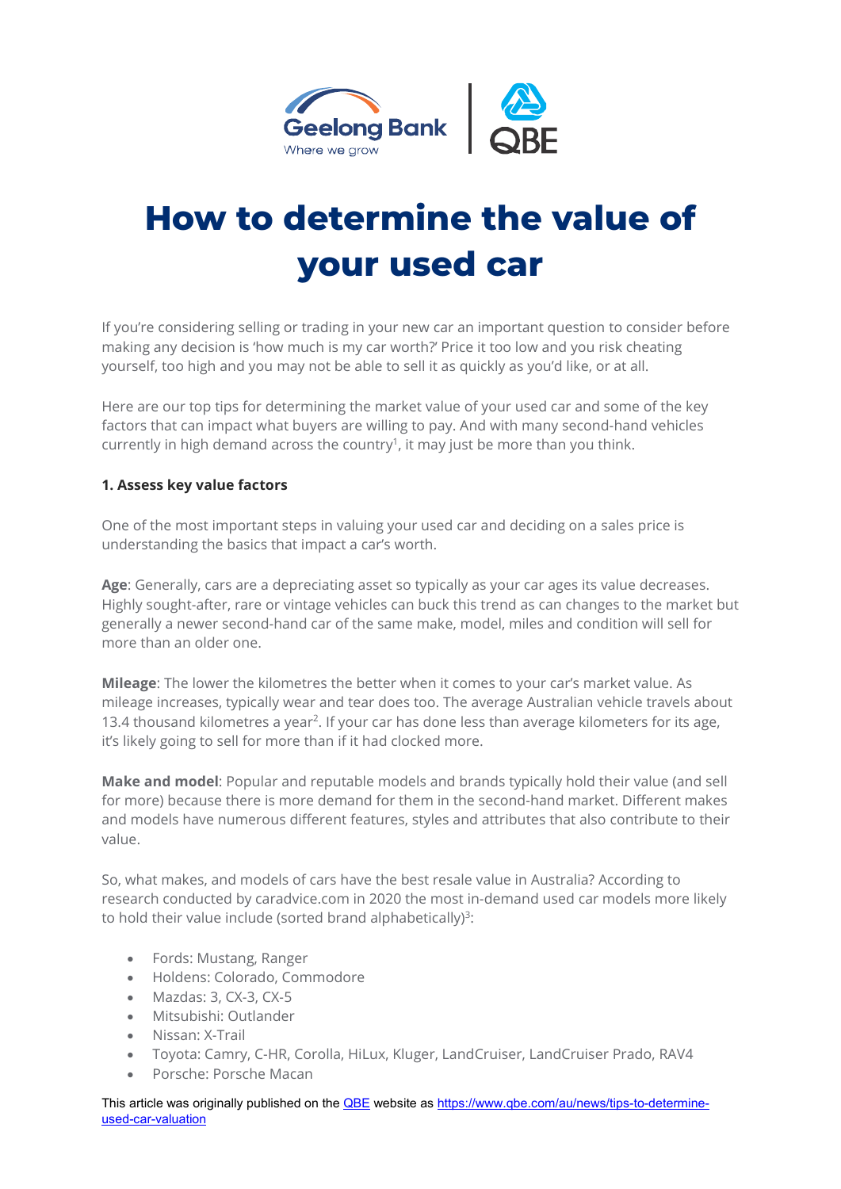# How to determine the value of your used car

If you're considering selling or trading in your new car an important question to consider before making any decision is 'how much is my car worth?' Price it too low and you risk cheating yourself, too high and you may not be able to sell it as quickly as you'd like, or at all.

Here are our top tips for determining the market value of your used car and some of the key factors that can impact what buyers are willing to pay. And with many second-hand vehicles currently in high demand across the country[1], it may just be more than you think.

**1. Assess key value factors**

One of the most important steps in valuing your used car and deciding on a sales price is understanding the basics that impact a car's worth.

**Age**: Generally, cars are a depreciating asset so typically as your car ages its value decreases. Highly sought-after, rare or vintage vehicles can buck this trend as can changes to the market but generally a newer second-hand car of the same make, model, miles and condition will sell for more than an older one.

**Mileage**: The lower the kilometres the better when it comes to your car's market value. As mileage increases, typically wear and tear does too. The average Australian vehicle travels about 13.4 thousand kilometres a year[2]. If your car has done less than average kilometers for its age, it's likely going to sell for more than if it had clocked more.

**Make and model**: Popular and reputable models and brands typically hold their value (and sell for more) because there is more demand for them in the second-hand market. Different makes and models have numerous different features, styles and attributes that also contribute to their value.

So, what makes, and models of cars have the best resale value in Australia? According to research conducted by caradvice.com in 2020 the most in-demand used car models more likely to hold their value include (sorted brand alphabetically)[3]:

- Fords: Mustang, Ranger
- Holdens: Colorado, Commodore
- Mazdas: 3, CX-3, CX-5
- Mitsubishi: Outlander
- Nissan: X-Trail
- Toyota: Camry, C-HR, Corolla, HiLux, Kluger, LandCruiser, LandCruiser Prado, RAV4
- Porsche: Porsche Macan

This article was originally published on the [QBE](https://www.qbe.com) website as [https://www.qbe.com/au/news/tips-to-determine-used-car-valuation](https://www.qbe.com/au/news/tips-to-determine-used-car-valuation)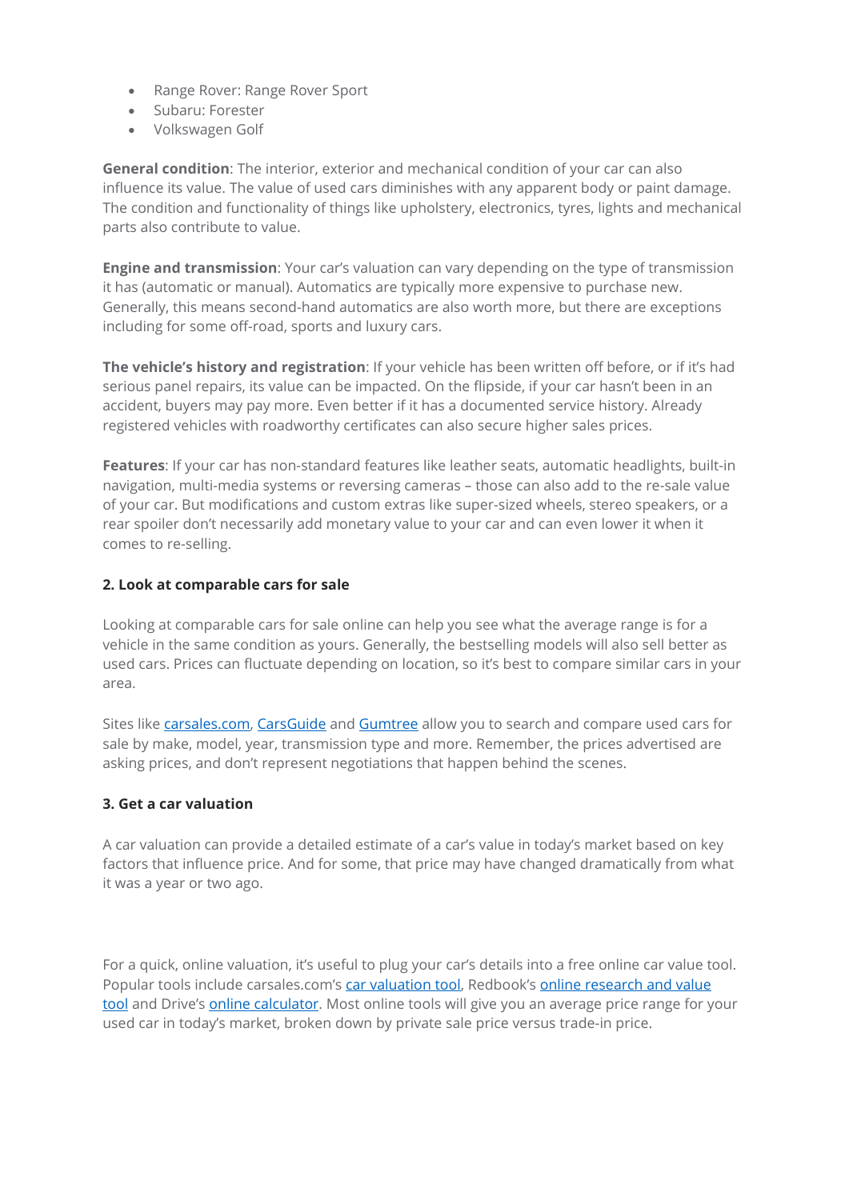- Range Rover: Range Rover Sport
- Subaru: Forester
- Volkswagen Golf

**General condition**: The interior, exterior and mechanical condition of your car can also influence its value. The value of used cars diminishes with any apparent body or paint damage. The condition and functionality of things like upholstery, electronics, tyres, lights and mechanical parts also contribute to value.

**Engine and transmission**: Your car's valuation can vary depending on the type of transmission it has (automatic or manual). Automatics are typically more expensive to purchase new. Generally, this means second-hand automatics are also worth more, but there are exceptions including for some off-road, sports and luxury cars.

**The vehicle's history and registration**: If your vehicle has been written off before, or if it's had serious panel repairs, its value can be impacted. On the flipside, if your car hasn't been in an accident, buyers may pay more. Even better if it has a documented service history. Already registered vehicles with roadworthy certificates can also secure higher sales prices.

**Features**: If your car has non-standard features like leather seats, automatic headlights, built-in navigation, multi-media systems or reversing cameras – those can also add to the re-sale value of your car. But modifications and custom extras like super-sized wheels, stereo speakers, or a rear spoiler don't necessarily add monetary value to your car and can even lower it when it comes to re-selling.

### 2. Look at comparable cars for sale

Looking at comparable cars for sale online can help you see what the average range is for a vehicle in the same condition as yours. Generally, the bestselling models will also sell better as used cars. Prices can fluctuate depending on location, so it's best to compare similar cars in your area.

Sites like carsales.com, CarsGuide and Gumtree allow you to search and compare used cars for sale by make, model, year, transmission type and more. Remember, the prices advertised are asking prices, and don't represent negotiations that happen behind the scenes.

### 3. Get a car valuation

A car valuation can provide a detailed estimate of a car's value in today's market based on key factors that influence price. And for some, that price may have changed dramatically from what it was a year or two ago.

For a quick, online valuation, it's useful to plug your car's details into a free online car value tool. Popular tools include carsales.com's car valuation tool, Redbook's online research and value tool and Drive's online calculator. Most online tools will give you an average price range for your used car in today's market, broken down by private sale price versus trade-in price.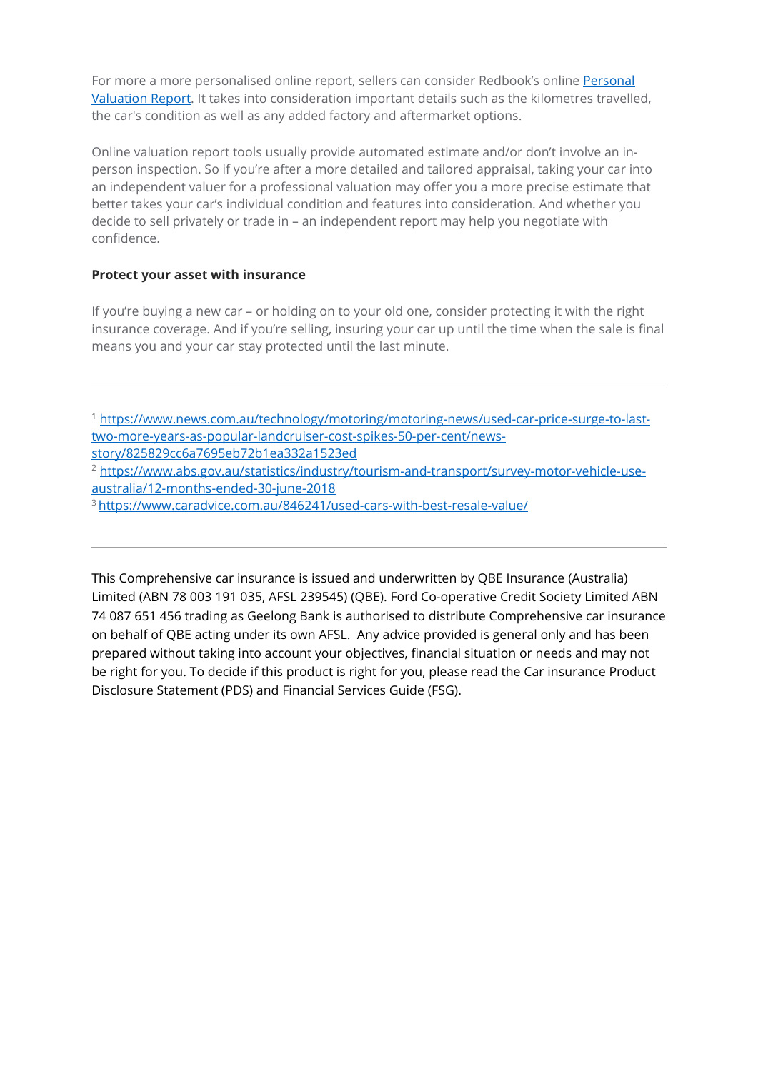For more a more personalised online report, sellers can consider Redbook's online [Personal Valuation Report](). It takes into consideration important details such as the kilometres travelled, the car's condition as well as any added factory and aftermarket options.

Online valuation report tools usually provide automated estimate and/or don't involve an in-person inspection. So if you're after a more detailed and tailored appraisal, taking your car into an independent valuer for a professional valuation may offer you a more precise estimate that better takes your car's individual condition and features into consideration. And whether you decide to sell privately or trade in – an independent report may help you negotiate with confidence.

**Protect your asset with insurance**

If you're buying a new car – or holding on to your old one, consider protecting it with the right insurance coverage. And if you're selling, insuring your car up until the time when the sale is final means you and your car stay protected until the last minute.

---

[1] https://www.news.com.au/technology/motoring/motoring-news/used-car-price-surge-to-last-two-more-years-as-popular-landcruiser-cost-spikes-50-per-cent/news-story/825829cc6a7695eb72b1ea332a1523ed
[2] https://www.abs.gov.au/statistics/industry/tourism-and-transport/survey-motor-vehicle-use-australia/12-months-ended-30-june-2018
[3] https://www.caradvice.com.au/846241/used-cars-with-best-resale-value/

---

This Comprehensive car insurance is issued and underwritten by QBE Insurance (Australia) Limited (ABN 78 003 191 035, AFSL 239545) (QBE). Ford Co-operative Credit Society Limited ABN 74 087 651 456 trading as Geelong Bank is authorised to distribute Comprehensive car insurance on behalf of QBE acting under its own AFSL. Any advice provided is general only and has been prepared without taking into account your objectives, financial situation or needs and may not be right for you. To decide if this product is right for you, please read the Car insurance Product Disclosure Statement (PDS) and Financial Services Guide (FSG).